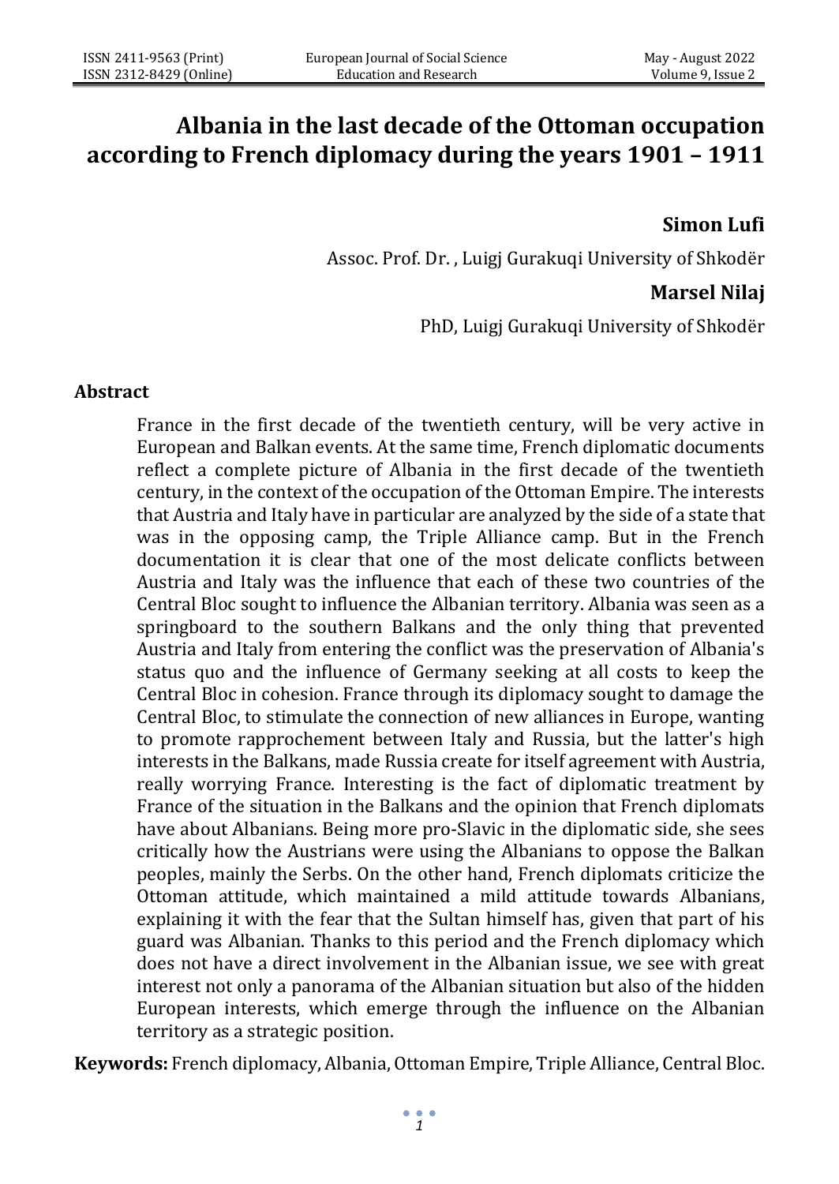# Albania in the last decade of the Ottoman occupation according to French diplomacy during the years 1901 – 1911

**Simon Lufi**

Assoc. Prof. Dr. , Luigj Gurakuqi University of Shkodër

**Marsel Nilaj**

PhD, Luigj Gurakuqi University of Shkodër

## Abstract

France in the first decade of the twentieth century, will be very active in European and Balkan events. At the same time, French diplomatic documents reflect a complete picture of Albania in the first decade of the twentieth century, in the context of the occupation of the Ottoman Empire. The interests that Austria and Italy have in particular are analyzed by the side of a state that was in the opposing camp, the Triple Alliance camp. But in the French documentation it is clear that one of the most delicate conflicts between Austria and Italy was the influence that each of these two countries of the Central Bloc sought to influence the Albanian territory. Albania was seen as a springboard to the southern Balkans and the only thing that prevented Austria and Italy from entering the conflict was the preservation of Albania's status quo and the influence of Germany seeking at all costs to keep the Central Bloc in cohesion. France through its diplomacy sought to damage the Central Bloc, to stimulate the connection of new alliances in Europe, wanting to promote rapprochement between Italy and Russia, but the latter's high interests in the Balkans, made Russia create for itself agreement with Austria, really worrying France. Interesting is the fact of diplomatic treatment by France of the situation in the Balkans and the opinion that French diplomats have about Albanians. Being more pro-Slavic in the diplomatic side, she sees critically how the Austrians were using the Albanians to oppose the Balkan peoples, mainly the Serbs. On the other hand, French diplomats criticize the Ottoman attitude, which maintained a mild attitude towards Albanians, explaining it with the fear that the Sultan himself has, given that part of his guard was Albanian. Thanks to this period and the French diplomacy which does not have a direct involvement in the Albanian issue, we see with great interest not only a panorama of the Albanian situation but also of the hidden European interests, which emerge through the influence on the Albanian territory as a strategic position.

**Keywords:** French diplomacy, Albania, Ottoman Empire, Triple Alliance, Central Bloc.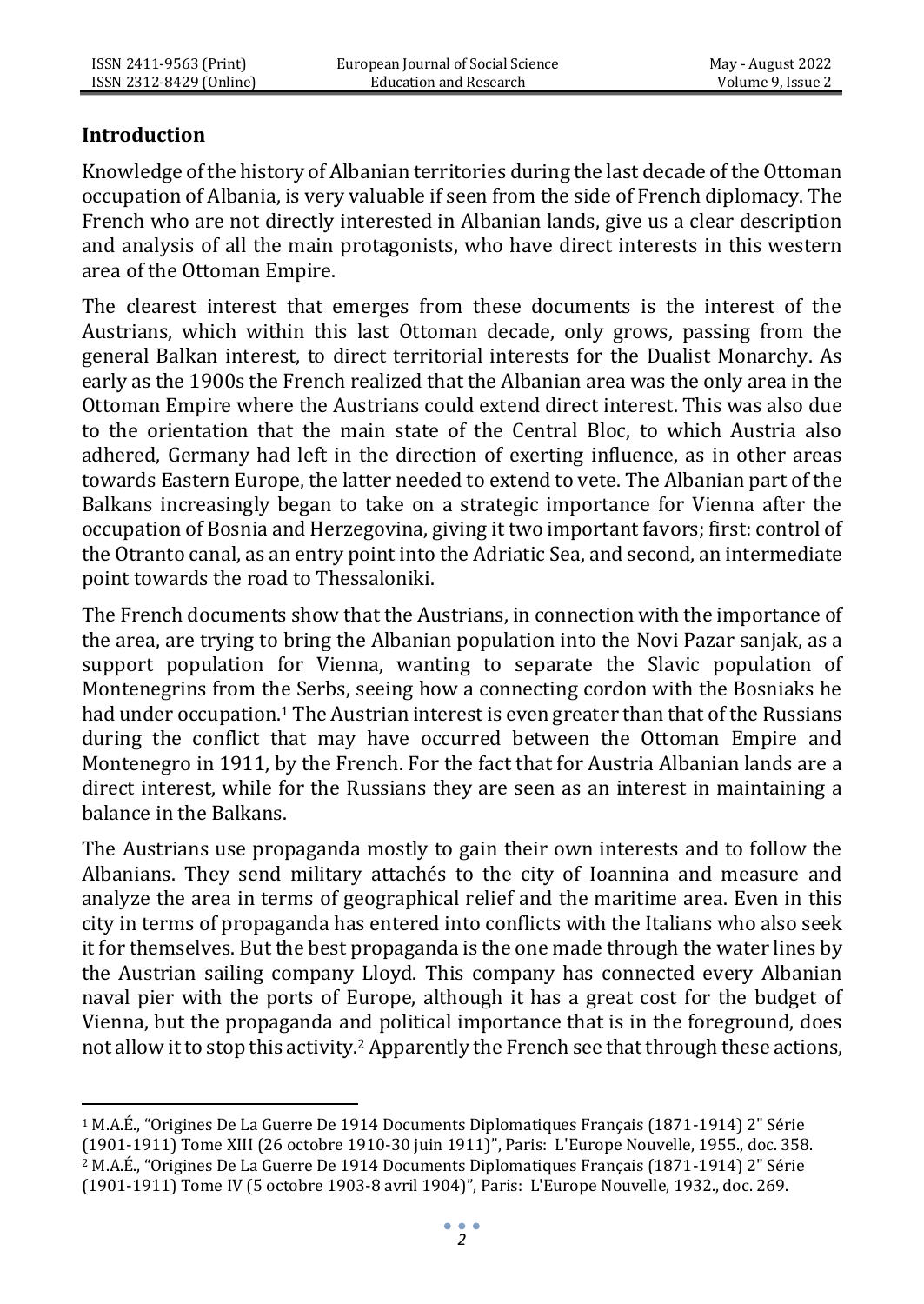## Introduction

Knowledge of the history of Albanian territories during the last decade of the Ottoman occupation of Albania, is very valuable if seen from the side of French diplomacy. The French who are not directly interested in Albanian lands, give us a clear description and analysis of all the main protagonists, who have direct interests in this western area of the Ottoman Empire.

The clearest interest that emerges from these documents is the interest of the Austrians, which within this last Ottoman decade, only grows, passing from the general Balkan interest, to direct territorial interests for the Dualist Monarchy. As early as the 1900s the French realized that the Albanian area was the only area in the Ottoman Empire where the Austrians could extend direct interest. This was also due to the orientation that the main state of the Central Bloc, to which Austria also adhered, Germany had left in the direction of exerting influence, as in other areas towards Eastern Europe, the latter needed to extend to vete. The Albanian part of the Balkans increasingly began to take on a strategic importance for Vienna after the occupation of Bosnia and Herzegovina, giving it two important favors; first: control of the Otranto canal, as an entry point into the Adriatic Sea, and second, an intermediate point towards the road to Thessaloniki.

The French documents show that the Austrians, in connection with the importance of the area, are trying to bring the Albanian population into the Novi Pazar sanjak, as a support population for Vienna, wanting to separate the Slavic population of Montenegrins from the Serbs, seeing how a connecting cordon with the Bosniaks he had under occupation.[1] The Austrian interest is even greater than that of the Russians during the conflict that may have occurred between the Ottoman Empire and Montenegro in 1911, by the French. For the fact that for Austria Albanian lands are a direct interest, while for the Russians they are seen as an interest in maintaining a balance in the Balkans.

The Austrians use propaganda mostly to gain their own interests and to follow the Albanians. They send military attachés to the city of Ioannina and measure and analyze the area in terms of geographical relief and the maritime area. Even in this city in terms of propaganda has entered into conflicts with the Italians who also seek it for themselves. But the best propaganda is the one made through the water lines by the Austrian sailing company Lloyd. This company has connected every Albanian naval pier with the ports of Europe, although it has a great cost for the budget of Vienna, but the propaganda and political importance that is in the foreground, does not allow it to stop this activity.[2] Apparently the French see that through these actions,

---

[1] M.A.É., "Origines De La Guerre De 1914 Documents Diplomatiques Français (1871-1914) 2" Série (1901-1911) Tome XIII (26 octobre 1910-30 juin 1911)", Paris: L'Europe Nouvelle, 1955., doc. 358.

[2] M.A.É., "Origines De La Guerre De 1914 Documents Diplomatiques Français (1871-1914) 2" Série (1901-1911) Tome IV (5 octobre 1903-8 avril 1904)", Paris: L'Europe Nouvelle, 1932., doc. 269.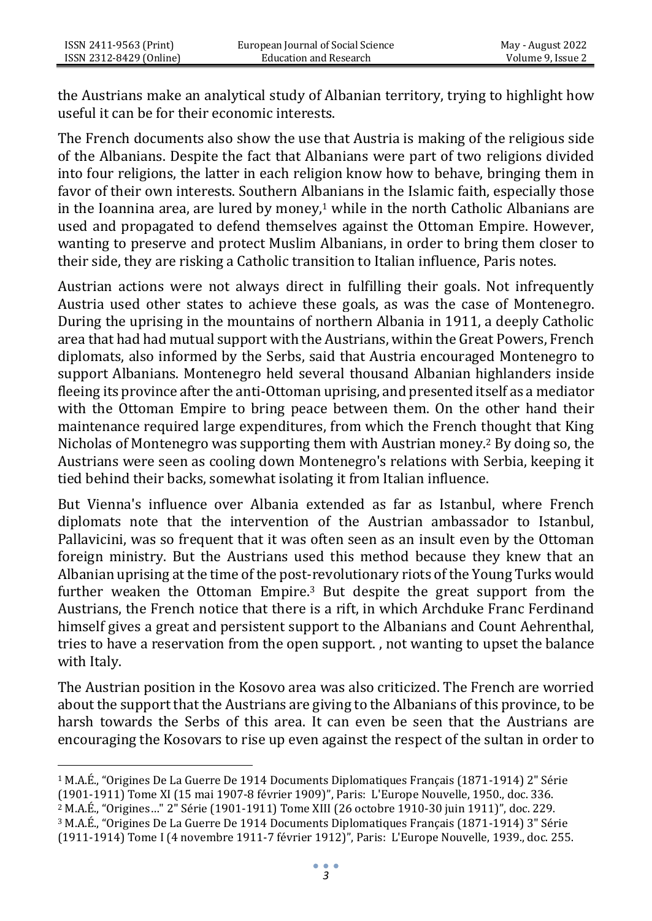the Austrians make an analytical study of Albanian territory, trying to highlight how useful it can be for their economic interests.

The French documents also show the use that Austria is making of the religious side of the Albanians. Despite the fact that Albanians were part of two religions divided into four religions, the latter in each religion know how to behave, bringing them in favor of their own interests. Southern Albanians in the Islamic faith, especially those in the Ioannina area, are lured by money,[1] while in the north Catholic Albanians are used and propagated to defend themselves against the Ottoman Empire. However, wanting to preserve and protect Muslim Albanians, in order to bring them closer to their side, they are risking a Catholic transition to Italian influence, Paris notes.

Austrian actions were not always direct in fulfilling their goals. Not infrequently Austria used other states to achieve these goals, as was the case of Montenegro. During the uprising in the mountains of northern Albania in 1911, a deeply Catholic area that had had mutual support with the Austrians, within the Great Powers, French diplomats, also informed by the Serbs, said that Austria encouraged Montenegro to support Albanians. Montenegro held several thousand Albanian highlanders inside fleeing its province after the anti-Ottoman uprising, and presented itself as a mediator with the Ottoman Empire to bring peace between them. On the other hand their maintenance required large expenditures, from which the French thought that King Nicholas of Montenegro was supporting them with Austrian money.[2] By doing so, the Austrians were seen as cooling down Montenegro's relations with Serbia, keeping it tied behind their backs, somewhat isolating it from Italian influence.

But Vienna's influence over Albania extended as far as Istanbul, where French diplomats note that the intervention of the Austrian ambassador to Istanbul, Pallavicini, was so frequent that it was often seen as an insult even by the Ottoman foreign ministry. But the Austrians used this method because they knew that an Albanian uprising at the time of the post-revolutionary riots of the Young Turks would further weaken the Ottoman Empire.[3] But despite the great support from the Austrians, the French notice that there is a rift, in which Archduke Franc Ferdinand himself gives a great and persistent support to the Albanians and Count Aehrenthal, tries to have a reservation from the open support. , not wanting to upset the balance with Italy.

The Austrian position in the Kosovo area was also criticized. The French are worried about the support that the Austrians are giving to the Albanians of this province, to be harsh towards the Serbs of this area. It can even be seen that the Austrians are encouraging the Kosovars to rise up even against the respect of the sultan in order to

---

[1] M.A.É., "Origines De La Guerre De 1914 Documents Diplomatiques Français (1871-1914) 2" Série (1901-1911) Tome XI (15 mai 1907-8 février 1909)", Paris: L'Europe Nouvelle, 1950., doc. 336.

[2] M.A.É., "Origines…" 2" Série (1901-1911) Tome XIII (26 octobre 1910-30 juin 1911)", doc. 229.

[3] M.A.É., "Origines De La Guerre De 1914 Documents Diplomatiques Français (1871-1914) 3" Série (1911-1914) Tome I (4 novembre 1911-7 février 1912)", Paris: L'Europe Nouvelle, 1939., doc. 255.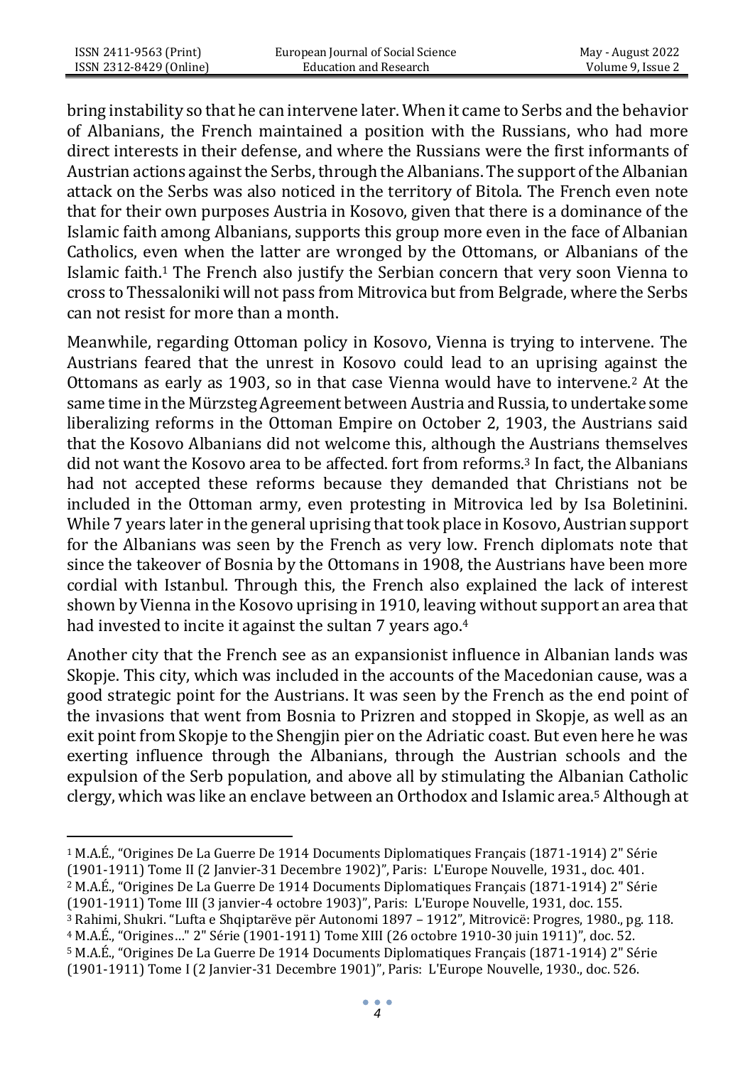bring instability so that he can intervene later. When it came to Serbs and the behavior of Albanians, the French maintained a position with the Russians, who had more direct interests in their defense, and where the Russians were the first informants of Austrian actions against the Serbs, through the Albanians. The support of the Albanian attack on the Serbs was also noticed in the territory of Bitola. The French even note that for their own purposes Austria in Kosovo, given that there is a dominance of the Islamic faith among Albanians, supports this group more even in the face of Albanian Catholics, even when the latter are wronged by the Ottomans, or Albanians of the Islamic faith.[1] The French also justify the Serbian concern that very soon Vienna to cross to Thessaloniki will not pass from Mitrovica but from Belgrade, where the Serbs can not resist for more than a month.

Meanwhile, regarding Ottoman policy in Kosovo, Vienna is trying to intervene. The Austrians feared that the unrest in Kosovo could lead to an uprising against the Ottomans as early as 1903, so in that case Vienna would have to intervene.[2] At the same time in the Mürzsteg Agreement between Austria and Russia, to undertake some liberalizing reforms in the Ottoman Empire on October 2, 1903, the Austrians said that the Kosovo Albanians did not welcome this, although the Austrians themselves did not want the Kosovo area to be affected. fort from reforms.[3] In fact, the Albanians had not accepted these reforms because they demanded that Christians not be included in the Ottoman army, even protesting in Mitrovica led by Isa Boletinini. While 7 years later in the general uprising that took place in Kosovo, Austrian support for the Albanians was seen by the French as very low. French diplomats note that since the takeover of Bosnia by the Ottomans in 1908, the Austrians have been more cordial with Istanbul. Through this, the French also explained the lack of interest shown by Vienna in the Kosovo uprising in 1910, leaving without support an area that had invested to incite it against the sultan 7 years ago.[4]

Another city that the French see as an expansionist influence in Albanian lands was Skopje. This city, which was included in the accounts of the Macedonian cause, was a good strategic point for the Austrians. It was seen by the French as the end point of the invasions that went from Bosnia to Prizren and stopped in Skopje, as well as an exit point from Skopje to the Shengjin pier on the Adriatic coast. But even here he was exerting influence through the Albanians, through the Austrian schools and the expulsion of the Serb population, and above all by stimulating the Albanian Catholic clergy, which was like an enclave between an Orthodox and Islamic area.[5] Although at

---

[1] M.A.É., "Origines De La Guerre De 1914 Documents Diplomatiques Français (1871-1914) 2" Série (1901-1911) Tome II (2 Janvier-31 Decembre 1902)", Paris: L'Europe Nouvelle, 1931., doc. 401.

[2] M.A.É., "Origines De La Guerre De 1914 Documents Diplomatiques Français (1871-1914) 2" Série (1901-1911) Tome III (3 janvier-4 octobre 1903)", Paris: L'Europe Nouvelle, 1931, doc. 155.

[3] Rahimi, Shukri. "Lufta e Shqiptarëve për Autonomi 1897 – 1912", Mitrovicë: Progres, 1980., pg. 118.

[4] M.A.É., "Origines…" 2" Série (1901-1911) Tome XIII (26 octobre 1910-30 juin 1911)", doc. 52.

[5] M.A.É., "Origines De La Guerre De 1914 Documents Diplomatiques Français (1871-1914) 2" Série (1901-1911) Tome I (2 Janvier-31 Decembre 1901)", Paris: L'Europe Nouvelle, 1930., doc. 526.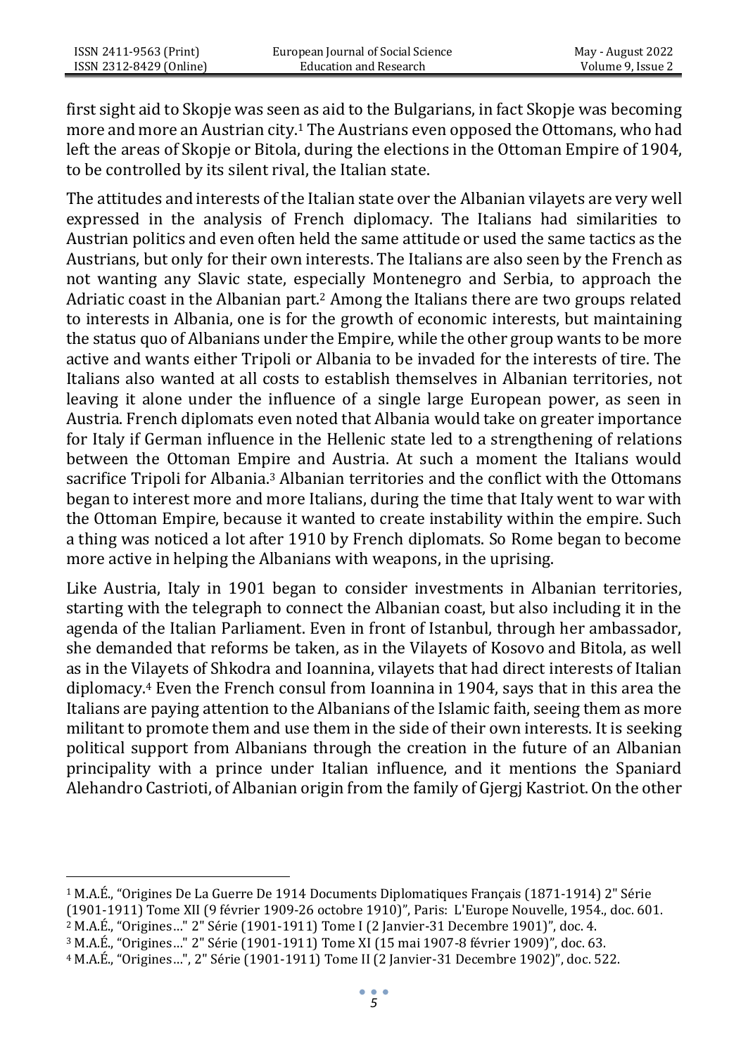first sight aid to Skopje was seen as aid to the Bulgarians, in fact Skopje was becoming more and more an Austrian city.[1] The Austrians even opposed the Ottomans, who had left the areas of Skopje or Bitola, during the elections in the Ottoman Empire of 1904, to be controlled by its silent rival, the Italian state.

The attitudes and interests of the Italian state over the Albanian vilayets are very well expressed in the analysis of French diplomacy. The Italians had similarities to Austrian politics and even often held the same attitude or used the same tactics as the Austrians, but only for their own interests. The Italians are also seen by the French as not wanting any Slavic state, especially Montenegro and Serbia, to approach the Adriatic coast in the Albanian part.[2] Among the Italians there are two groups related to interests in Albania, one is for the growth of economic interests, but maintaining the status quo of Albanians under the Empire, while the other group wants to be more active and wants either Tripoli or Albania to be invaded for the interests of tire. The Italians also wanted at all costs to establish themselves in Albanian territories, not leaving it alone under the influence of a single large European power, as seen in Austria. French diplomats even noted that Albania would take on greater importance for Italy if German influence in the Hellenic state led to a strengthening of relations between the Ottoman Empire and Austria. At such a moment the Italians would sacrifice Tripoli for Albania.[3] Albanian territories and the conflict with the Ottomans began to interest more and more Italians, during the time that Italy went to war with the Ottoman Empire, because it wanted to create instability within the empire. Such a thing was noticed a lot after 1910 by French diplomats. So Rome began to become more active in helping the Albanians with weapons, in the uprising.

Like Austria, Italy in 1901 began to consider investments in Albanian territories, starting with the telegraph to connect the Albanian coast, but also including it in the agenda of the Italian Parliament. Even in front of Istanbul, through her ambassador, she demanded that reforms be taken, as in the Vilayets of Kosovo and Bitola, as well as in the Vilayets of Shkodra and Ioannina, vilayets that had direct interests of Italian diplomacy.[4] Even the French consul from Ioannina in 1904, says that in this area the Italians are paying attention to the Albanians of the Islamic faith, seeing them as more militant to promote them and use them in the side of their own interests. It is seeking political support from Albanians through the creation in the future of an Albanian principality with a prince under Italian influence, and it mentions the Spaniard Alehandro Castrioti, of Albanian origin from the family of Gjergj Kastriot. On the other

---

[1] M.A.É., "Origines De La Guerre De 1914 Documents Diplomatiques Français (1871-1914) 2" Série (1901-1911) Tome XII (9 février 1909-26 octobre 1910)", Paris: L'Europe Nouvelle, 1954., doc. 601.

[2] M.A.É., "Origines…" 2" Série (1901-1911) Tome I (2 Janvier-31 Decembre 1901)", doc. 4.

[3] M.A.É., "Origines…" 2" Série (1901-1911) Tome XI (15 mai 1907-8 février 1909)", doc. 63.

[4] M.A.É., "Origines…", 2" Série (1901-1911) Tome II (2 Janvier-31 Decembre 1902)", doc. 522.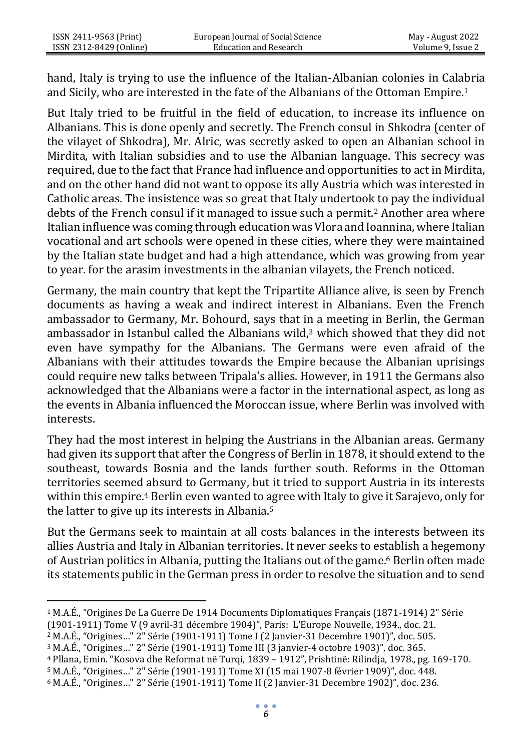hand, Italy is trying to use the influence of the Italian-Albanian colonies in Calabria and Sicily, who are interested in the fate of the Albanians of the Ottoman Empire.[1]

But Italy tried to be fruitful in the field of education, to increase its influence on Albanians. This is done openly and secretly. The French consul in Shkodra (center of the vilayet of Shkodra), Mr. Alric, was secretly asked to open an Albanian school in Mirdita, with Italian subsidies and to use the Albanian language. This secrecy was required, due to the fact that France had influence and opportunities to act in Mirdita, and on the other hand did not want to oppose its ally Austria which was interested in Catholic areas. The insistence was so great that Italy undertook to pay the individual debts of the French consul if it managed to issue such a permit.[2] Another area where Italian influence was coming through education was Vlora and Ioannina, where Italian vocational and art schools were opened in these cities, where they were maintained by the Italian state budget and had a high attendance, which was growing from year to year. for the arasim investments in the albanian vilayets, the French noticed.

Germany, the main country that kept the Tripartite Alliance alive, is seen by French documents as having a weak and indirect interest in Albanians. Even the French ambassador to Germany, Mr. Bohourd, says that in a meeting in Berlin, the German ambassador in Istanbul called the Albanians wild,[3] which showed that they did not even have sympathy for the Albanians. The Germans were even afraid of the Albanians with their attitudes towards the Empire because the Albanian uprisings could require new talks between Tripala's allies. However, in 1911 the Germans also acknowledged that the Albanians were a factor in the international aspect, as long as the events in Albania influenced the Moroccan issue, where Berlin was involved with interests.

They had the most interest in helping the Austrians in the Albanian areas. Germany had given its support that after the Congress of Berlin in 1878, it should extend to the southeast, towards Bosnia and the lands further south. Reforms in the Ottoman territories seemed absurd to Germany, but it tried to support Austria in its interests within this empire.[4] Berlin even wanted to agree with Italy to give it Sarajevo, only for the latter to give up its interests in Albania.[5]

But the Germans seek to maintain at all costs balances in the interests between its allies Austria and Italy in Albanian territories. It never seeks to establish a hegemony of Austrian politics in Albania, putting the Italians out of the game.[6] Berlin often made its statements public in the German press in order to resolve the situation and to send

---

[1] M.A.É., "Origines De La Guerre De 1914 Documents Diplomatiques Français (1871-1914) 2" Série (1901-1911) Tome V (9 avril-31 décembre 1904)", Paris: L'Europe Nouvelle, 1934., doc. 21.

[2] M.A.É., "Origines…" 2" Série (1901-1911) Tome I (2 Janvier-31 Decembre 1901)", doc. 505.

[3] M.A.É., "Origines…" 2" Série (1901-1911) Tome III (3 janvier-4 octobre 1903)", doc. 365.

[4] Pllana, Emin. "Kosova dhe Reformat në Turqi, 1839 – 1912", Prishtinë: Rilindja, 1978., pg. 169-170.

[5] M.A.É., "Origines…" 2" Série (1901-1911) Tome XI (15 mai 1907-8 février 1909)", doc. 448.

[6] M.A.É., "Origines…" 2" Série (1901-1911) Tome II (2 Janvier-31 Decembre 1902)", doc. 236.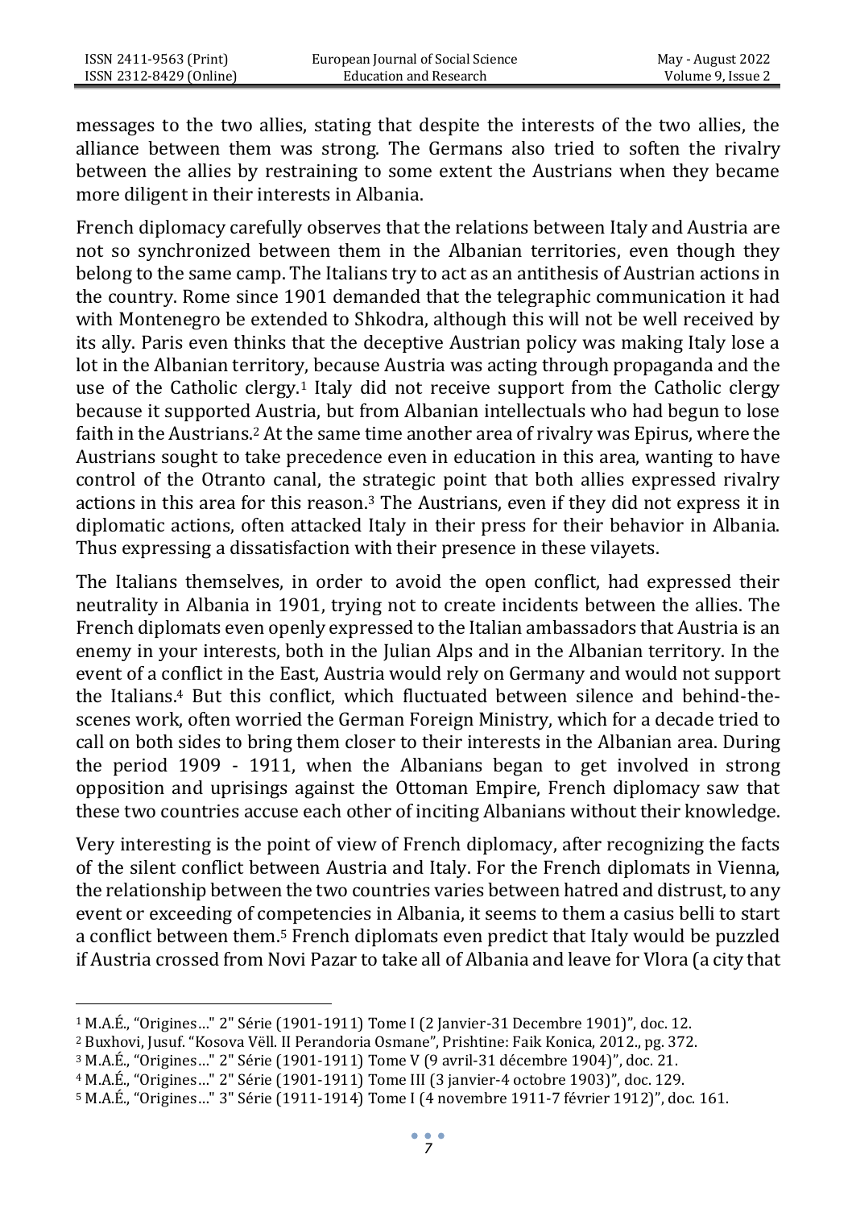messages to the two allies, stating that despite the interests of the two allies, the alliance between them was strong. The Germans also tried to soften the rivalry between the allies by restraining to some extent the Austrians when they became more diligent in their interests in Albania.

French diplomacy carefully observes that the relations between Italy and Austria are not so synchronized between them in the Albanian territories, even though they belong to the same camp. The Italians try to act as an antithesis of Austrian actions in the country. Rome since 1901 demanded that the telegraphic communication it had with Montenegro be extended to Shkodra, although this will not be well received by its ally. Paris even thinks that the deceptive Austrian policy was making Italy lose a lot in the Albanian territory, because Austria was acting through propaganda and the use of the Catholic clergy.[1] Italy did not receive support from the Catholic clergy because it supported Austria, but from Albanian intellectuals who had begun to lose faith in the Austrians.[2] At the same time another area of rivalry was Epirus, where the Austrians sought to take precedence even in education in this area, wanting to have control of the Otranto canal, the strategic point that both allies expressed rivalry actions in this area for this reason.[3] The Austrians, even if they did not express it in diplomatic actions, often attacked Italy in their press for their behavior in Albania. Thus expressing a dissatisfaction with their presence in these vilayets.

The Italians themselves, in order to avoid the open conflict, had expressed their neutrality in Albania in 1901, trying not to create incidents between the allies. The French diplomats even openly expressed to the Italian ambassadors that Austria is an enemy in your interests, both in the Julian Alps and in the Albanian territory. In the event of a conflict in the East, Austria would rely on Germany and would not support the Italians.[4] But this conflict, which fluctuated between silence and behind-the-scenes work, often worried the German Foreign Ministry, which for a decade tried to call on both sides to bring them closer to their interests in the Albanian area. During the period 1909 - 1911, when the Albanians began to get involved in strong opposition and uprisings against the Ottoman Empire, French diplomacy saw that these two countries accuse each other of inciting Albanians without their knowledge.

Very interesting is the point of view of French diplomacy, after recognizing the facts of the silent conflict between Austria and Italy. For the French diplomats in Vienna, the relationship between the two countries varies between hatred and distrust, to any event or exceeding of competencies in Albania, it seems to them a casius belli to start a conflict between them.[5] French diplomats even predict that Italy would be puzzled if Austria crossed from Novi Pazar to take all of Albania and leave for Vlora (a city that

---

[1] M.A.É., "Origines…" 2" Série (1901-1911) Tome I (2 Janvier-31 Decembre 1901)", doc. 12.

[2] Buxhovi, Jusuf. "Kosova Vëll. II Perandoria Osmane", Prishtine: Faik Konica, 2012., pg. 372.

[3] M.A.É., "Origines…" 2" Série (1901-1911) Tome V (9 avril-31 décembre 1904)", doc. 21.

[4] M.A.É., "Origines…" 2" Série (1901-1911) Tome III (3 janvier-4 octobre 1903)", doc. 129.

[5] M.A.É., "Origines…" 3" Série (1911-1914) Tome I (4 novembre 1911-7 février 1912)", doc. 161.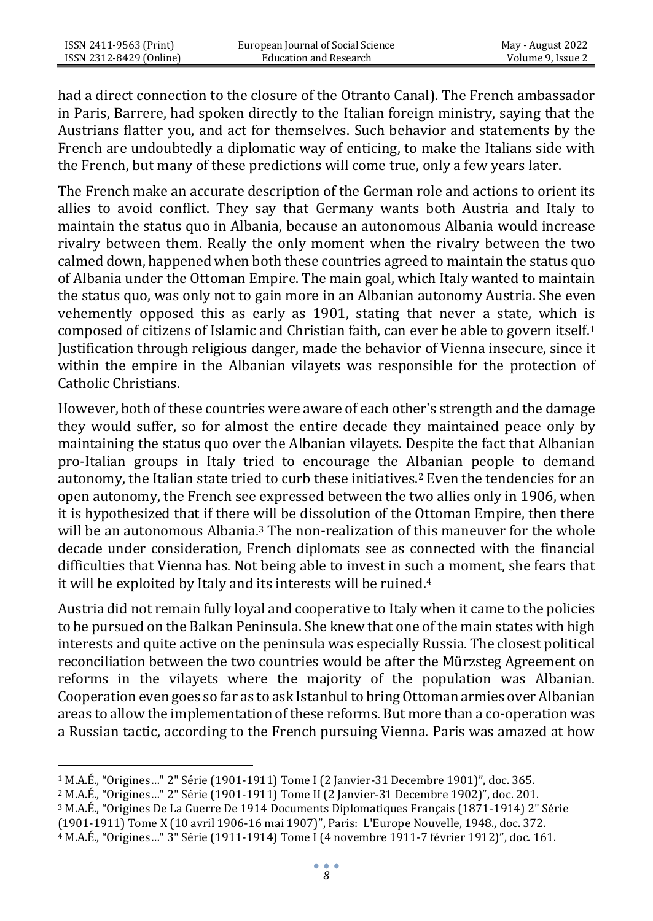had a direct connection to the closure of the Otranto Canal). The French ambassador in Paris, Barrere, had spoken directly to the Italian foreign ministry, saying that the Austrians flatter you, and act for themselves. Such behavior and statements by the French are undoubtedly a diplomatic way of enticing, to make the Italians side with the French, but many of these predictions will come true, only a few years later.

The French make an accurate description of the German role and actions to orient its allies to avoid conflict. They say that Germany wants both Austria and Italy to maintain the status quo in Albania, because an autonomous Albania would increase rivalry between them. Really the only moment when the rivalry between the two calmed down, happened when both these countries agreed to maintain the status quo of Albania under the Ottoman Empire. The main goal, which Italy wanted to maintain the status quo, was only not to gain more in an Albanian autonomy Austria. She even vehemently opposed this as early as 1901, stating that never a state, which is composed of citizens of Islamic and Christian faith, can ever be able to govern itself.[1] Justification through religious danger, made the behavior of Vienna insecure, since it within the empire in the Albanian vilayets was responsible for the protection of Catholic Christians.

However, both of these countries were aware of each other's strength and the damage they would suffer, so for almost the entire decade they maintained peace only by maintaining the status quo over the Albanian vilayets. Despite the fact that Albanian pro-Italian groups in Italy tried to encourage the Albanian people to demand autonomy, the Italian state tried to curb these initiatives.[2] Even the tendencies for an open autonomy, the French see expressed between the two allies only in 1906, when it is hypothesized that if there will be dissolution of the Ottoman Empire, then there will be an autonomous Albania.[3] The non-realization of this maneuver for the whole decade under consideration, French diplomats see as connected with the financial difficulties that Vienna has. Not being able to invest in such a moment, she fears that it will be exploited by Italy and its interests will be ruined.[4]

Austria did not remain fully loyal and cooperative to Italy when it came to the policies to be pursued on the Balkan Peninsula. She knew that one of the main states with high interests and quite active on the peninsula was especially Russia. The closest political reconciliation between the two countries would be after the Mürzsteg Agreement on reforms in the vilayets where the majority of the population was Albanian. Cooperation even goes so far as to ask Istanbul to bring Ottoman armies over Albanian areas to allow the implementation of these reforms. But more than a co-operation was a Russian tactic, according to the French pursuing Vienna. Paris was amazed at how

---

[1] M.A.É., "Origines…" 2" Série (1901-1911) Tome I (2 Janvier-31 Decembre 1901)", doc. 365.

[2] M.A.É., "Origines…" 2" Série (1901-1911) Tome II (2 Janvier-31 Decembre 1902)", doc. 201.

[3] M.A.É., "Origines De La Guerre De 1914 Documents Diplomatiques Français (1871-1914) 2" Série (1901-1911) Tome X (10 avril 1906-16 mai 1907)", Paris: L'Europe Nouvelle, 1948., doc. 372.

[4] M.A.É., "Origines…" 3" Série (1911-1914) Tome I (4 novembre 1911-7 février 1912)", doc. 161.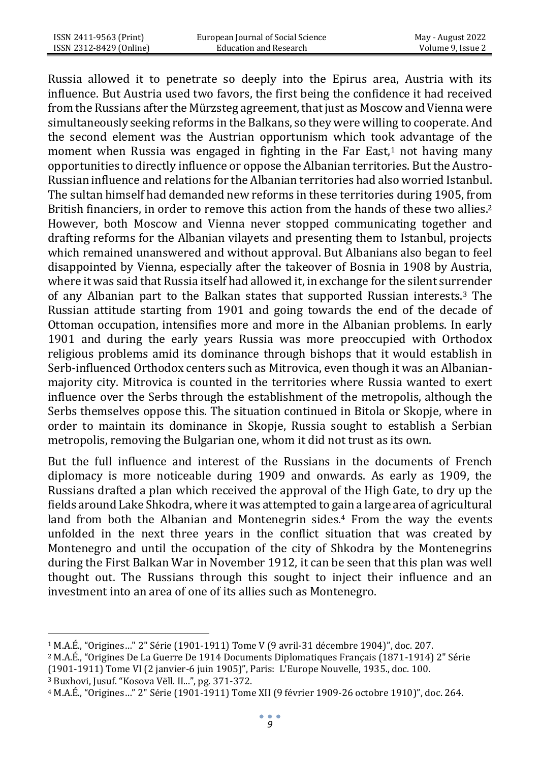Russia allowed it to penetrate so deeply into the Epirus area, Austria with its influence. But Austria used two favors, the first being the confidence it had received from the Russians after the Mürzsteg agreement, that just as Moscow and Vienna were simultaneously seeking reforms in the Balkans, so they were willing to cooperate. And the second element was the Austrian opportunism which took advantage of the moment when Russia was engaged in fighting in the Far East,[1] not having many opportunities to directly influence or oppose the Albanian territories. But the Austro-Russian influence and relations for the Albanian territories had also worried Istanbul. The sultan himself had demanded new reforms in these territories during 1905, from British financiers, in order to remove this action from the hands of these two allies.[2] However, both Moscow and Vienna never stopped communicating together and drafting reforms for the Albanian vilayets and presenting them to Istanbul, projects which remained unanswered and without approval. But Albanians also began to feel disappointed by Vienna, especially after the takeover of Bosnia in 1908 by Austria, where it was said that Russia itself had allowed it, in exchange for the silent surrender of any Albanian part to the Balkan states that supported Russian interests.[3] The Russian attitude starting from 1901 and going towards the end of the decade of Ottoman occupation, intensifies more and more in the Albanian problems. In early 1901 and during the early years Russia was more preoccupied with Orthodox religious problems amid its dominance through bishops that it would establish in Serb-influenced Orthodox centers such as Mitrovica, even though it was an Albanian-majority city. Mitrovica is counted in the territories where Russia wanted to exert influence over the Serbs through the establishment of the metropolis, although the Serbs themselves oppose this. The situation continued in Bitola or Skopje, where in order to maintain its dominance in Skopje, Russia sought to establish a Serbian metropolis, removing the Bulgarian one, whom it did not trust as its own.

But the full influence and interest of the Russians in the documents of French diplomacy is more noticeable during 1909 and onwards. As early as 1909, the Russians drafted a plan which received the approval of the High Gate, to dry up the fields around Lake Shkodra, where it was attempted to gain a large area of agricultural land from both the Albanian and Montenegrin sides.[4] From the way the events unfolded in the next three years in the conflict situation that was created by Montenegro and until the occupation of the city of Shkodra by the Montenegrins during the First Balkan War in November 1912, it can be seen that this plan was well thought out. The Russians through this sought to inject their influence and an investment into an area of one of its allies such as Montenegro.

---

[1] M.A.É., "Origines…" 2" Série (1901-1911) Tome V (9 avril-31 décembre 1904)", doc. 207.

[2] M.A.É., "Origines De La Guerre De 1914 Documents Diplomatiques Français (1871-1914) 2" Série (1901-1911) Tome VI (2 janvier-6 juin 1905)", Paris: L'Europe Nouvelle, 1935., doc. 100.

[3] Buxhovi, Jusuf. "Kosova Vëll. II…", pg. 371-372.

[4] M.A.É., "Origines…" 2" Série (1901-1911) Tome XII (9 février 1909-26 octobre 1910)", doc. 264.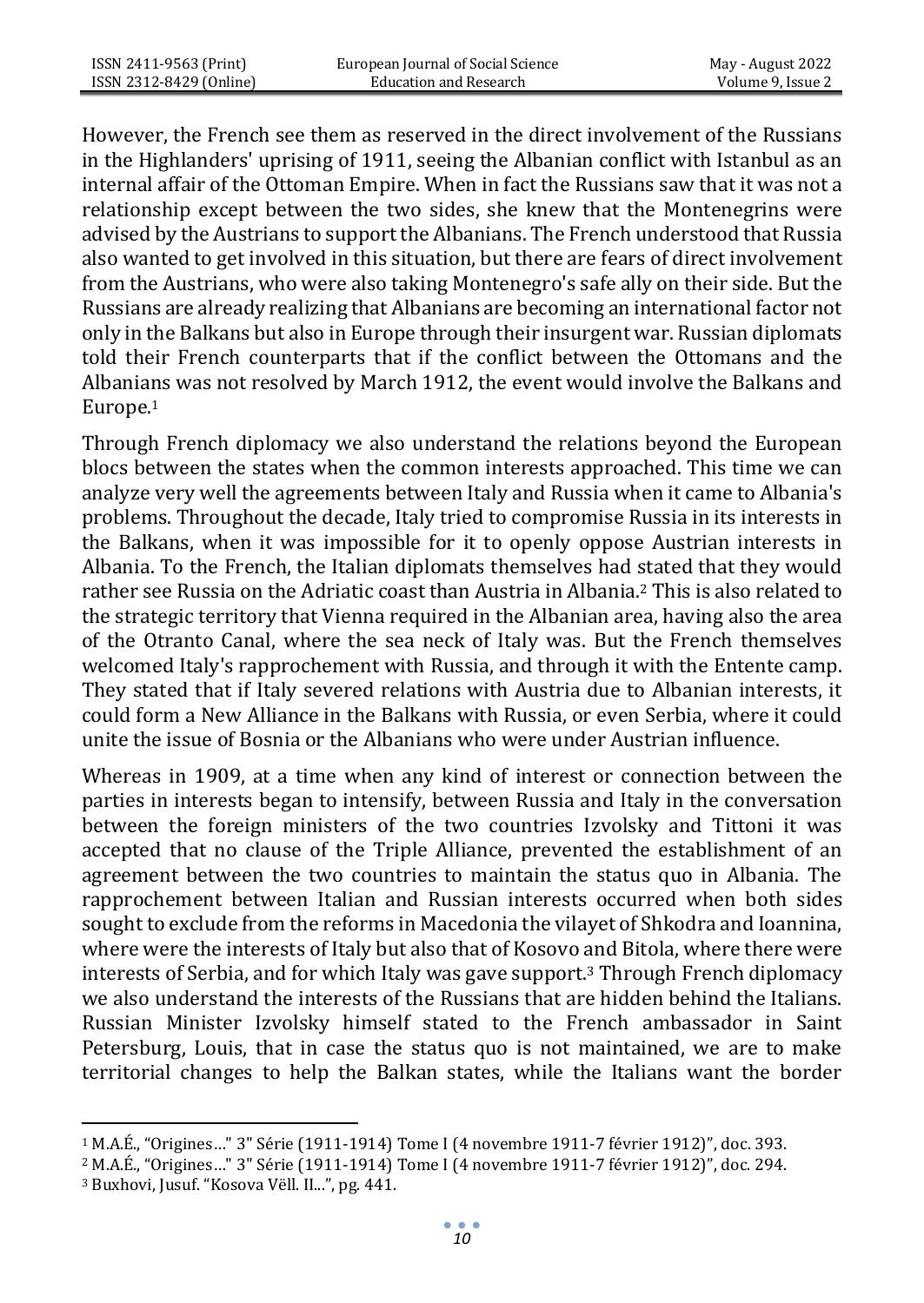However, the French see them as reserved in the direct involvement of the Russians in the Highlanders' uprising of 1911, seeing the Albanian conflict with Istanbul as an internal affair of the Ottoman Empire. When in fact the Russians saw that it was not a relationship except between the two sides, she knew that the Montenegrins were advised by the Austrians to support the Albanians. The French understood that Russia also wanted to get involved in this situation, but there are fears of direct involvement from the Austrians, who were also taking Montenegro's safe ally on their side. But the Russians are already realizing that Albanians are becoming an international factor not only in the Balkans but also in Europe through their insurgent war. Russian diplomats told their French counterparts that if the conflict between the Ottomans and the Albanians was not resolved by March 1912, the event would involve the Balkans and Europe.[1]

Through French diplomacy we also understand the relations beyond the European blocs between the states when the common interests approached. This time we can analyze very well the agreements between Italy and Russia when it came to Albania's problems. Throughout the decade, Italy tried to compromise Russia in its interests in the Balkans, when it was impossible for it to openly oppose Austrian interests in Albania. To the French, the Italian diplomats themselves had stated that they would rather see Russia on the Adriatic coast than Austria in Albania.[2] This is also related to the strategic territory that Vienna required in the Albanian area, having also the area of the Otranto Canal, where the sea neck of Italy was. But the French themselves welcomed Italy's rapprochement with Russia, and through it with the Entente camp. They stated that if Italy severed relations with Austria due to Albanian interests, it could form a New Alliance in the Balkans with Russia, or even Serbia, where it could unite the issue of Bosnia or the Albanians who were under Austrian influence.

Whereas in 1909, at a time when any kind of interest or connection between the parties in interests began to intensify, between Russia and Italy in the conversation between the foreign ministers of the two countries Izvolsky and Tittoni it was accepted that no clause of the Triple Alliance, prevented the establishment of an agreement between the two countries to maintain the status quo in Albania. The rapprochement between Italian and Russian interests occurred when both sides sought to exclude from the reforms in Macedonia the vilayet of Shkodra and Ioannina, where were the interests of Italy but also that of Kosovo and Bitola, where there were interests of Serbia, and for which Italy was gave support.[3] Through French diplomacy we also understand the interests of the Russians that are hidden behind the Italians. Russian Minister Izvolsky himself stated to the French ambassador in Saint Petersburg, Louis, that in case the status quo is not maintained, we are to make territorial changes to help the Balkan states, while the Italians want the border

[1] M.A.É., "Origines…" 3" Série (1911-1914) Tome I (4 novembre 1911-7 février 1912)", doc. 393.

[2] M.A.É., "Origines…" 3" Série (1911-1914) Tome I (4 novembre 1911-7 février 1912)", doc. 294.

[3] Buxhovi, Jusuf. "Kosova Vëll. II…", pg. 441.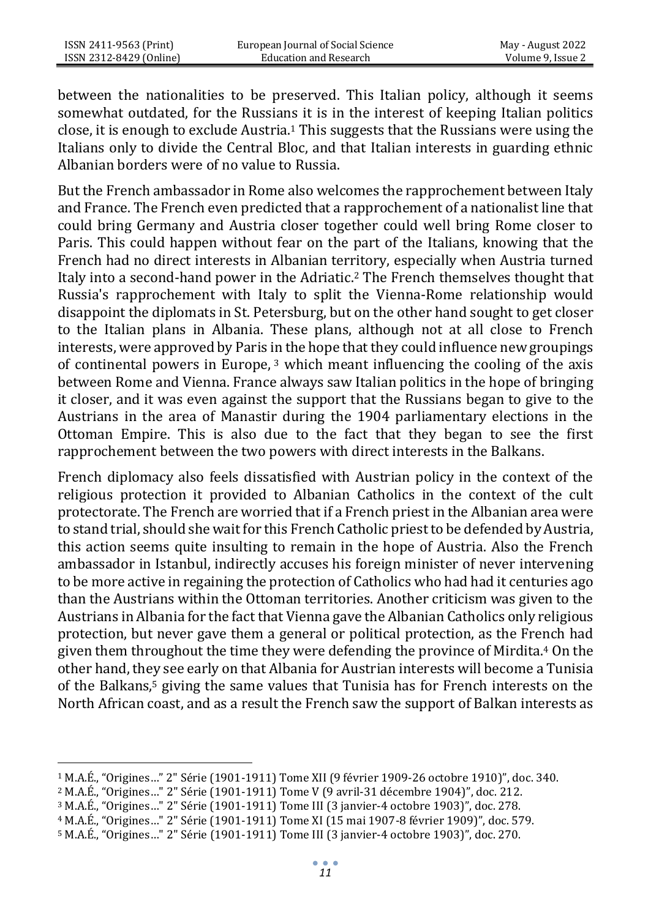between the nationalities to be preserved. This Italian policy, although it seems somewhat outdated, for the Russians it is in the interest of keeping Italian politics close, it is enough to exclude Austria.[1] This suggests that the Russians were using the Italians only to divide the Central Bloc, and that Italian interests in guarding ethnic Albanian borders were of no value to Russia.

But the French ambassador in Rome also welcomes the rapprochement between Italy and France. The French even predicted that a rapprochement of a nationalist line that could bring Germany and Austria closer together could well bring Rome closer to Paris. This could happen without fear on the part of the Italians, knowing that the French had no direct interests in Albanian territory, especially when Austria turned Italy into a second-hand power in the Adriatic.[2] The French themselves thought that Russia's rapprochement with Italy to split the Vienna-Rome relationship would disappoint the diplomats in St. Petersburg, but on the other hand sought to get closer to the Italian plans in Albania. These plans, although not at all close to French interests, were approved by Paris in the hope that they could influence new groupings of continental powers in Europe, [3] which meant influencing the cooling of the axis between Rome and Vienna. France always saw Italian politics in the hope of bringing it closer, and it was even against the support that the Russians began to give to the Austrians in the area of Manastir during the 1904 parliamentary elections in the Ottoman Empire. This is also due to the fact that they began to see the first rapprochement between the two powers with direct interests in the Balkans.

French diplomacy also feels dissatisfied with Austrian policy in the context of the religious protection it provided to Albanian Catholics in the context of the cult protectorate. The French are worried that if a French priest in the Albanian area were to stand trial, should she wait for this French Catholic priest to be defended by Austria, this action seems quite insulting to remain in the hope of Austria. Also the French ambassador in Istanbul, indirectly accuses his foreign minister of never intervening to be more active in regaining the protection of Catholics who had had it centuries ago than the Austrians within the Ottoman territories. Another criticism was given to the Austrians in Albania for the fact that Vienna gave the Albanian Catholics only religious protection, but never gave them a general or political protection, as the French had given them throughout the time they were defending the province of Mirdita.[4] On the other hand, they see early on that Albania for Austrian interests will become a Tunisia of the Balkans,[5] giving the same values that Tunisia has for French interests on the North African coast, and as a result the French saw the support of Balkan interests as

---

[1] M.A.É., "Origines…" 2" Série (1901-1911) Tome XII (9 février 1909-26 octobre 1910)", doc. 340.

[2] M.A.É., "Origines…" 2" Série (1901-1911) Tome V (9 avril-31 décembre 1904)", doc. 212.

[3] M.A.É., "Origines…" 2" Série (1901-1911) Tome III (3 janvier-4 octobre 1903)", doc. 278.

[4] M.A.É., "Origines…" 2" Série (1901-1911) Tome XI (15 mai 1907-8 février 1909)", doc. 579.

[5] M.A.É., "Origines…" 2" Série (1901-1911) Tome III (3 janvier-4 octobre 1903)", doc. 270.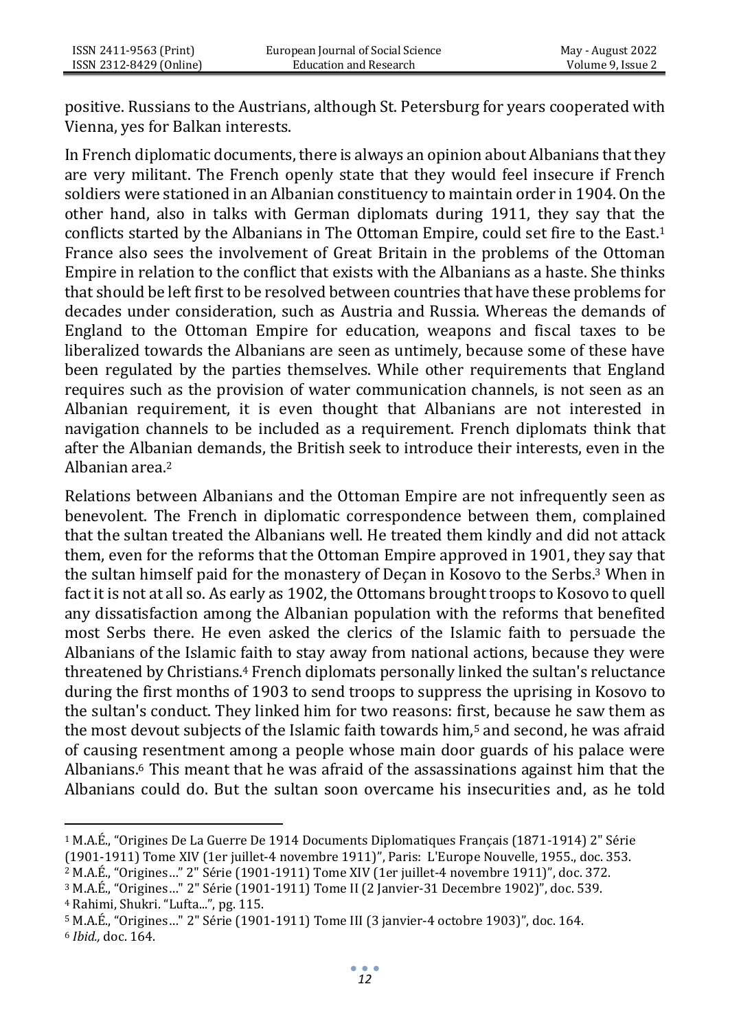positive. Russians to the Austrians, although St. Petersburg for years cooperated with Vienna, yes for Balkan interests.

In French diplomatic documents, there is always an opinion about Albanians that they are very militant. The French openly state that they would feel insecure if French soldiers were stationed in an Albanian constituency to maintain order in 1904. On the other hand, also in talks with German diplomats during 1911, they say that the conflicts started by the Albanians in The Ottoman Empire, could set fire to the East.[1] France also sees the involvement of Great Britain in the problems of the Ottoman Empire in relation to the conflict that exists with the Albanians as a haste. She thinks that should be left first to be resolved between countries that have these problems for decades under consideration, such as Austria and Russia. Whereas the demands of England to the Ottoman Empire for education, weapons and fiscal taxes to be liberalized towards the Albanians are seen as untimely, because some of these have been regulated by the parties themselves. While other requirements that England requires such as the provision of water communication channels, is not seen as an Albanian requirement, it is even thought that Albanians are not interested in navigation channels to be included as a requirement. French diplomats think that after the Albanian demands, the British seek to introduce their interests, even in the Albanian area.[2]

Relations between Albanians and the Ottoman Empire are not infrequently seen as benevolent. The French in diplomatic correspondence between them, complained that the sultan treated the Albanians well. He treated them kindly and did not attack them, even for the reforms that the Ottoman Empire approved in 1901, they say that the sultan himself paid for the monastery of Deçan in Kosovo to the Serbs.[3] When in fact it is not at all so. As early as 1902, the Ottomans brought troops to Kosovo to quell any dissatisfaction among the Albanian population with the reforms that benefited most Serbs there. He even asked the clerics of the Islamic faith to persuade the Albanians of the Islamic faith to stay away from national actions, because they were threatened by Christians.[4] French diplomats personally linked the sultan's reluctance during the first months of 1903 to send troops to suppress the uprising in Kosovo to the sultan's conduct. They linked him for two reasons: first, because he saw them as the most devout subjects of the Islamic faith towards him,[5] and second, he was afraid of causing resentment among a people whose main door guards of his palace were Albanians.[6] This meant that he was afraid of the assassinations against him that the Albanians could do. But the sultan soon overcame his insecurities and, as he told

---

[1] M.A.É., "Origines De La Guerre De 1914 Documents Diplomatiques Français (1871-1914) 2" Série (1901-1911) Tome XIV (1er juillet-4 novembre 1911)", Paris: L'Europe Nouvelle, 1955., doc. 353.

[2] M.A.É., "Origines…" 2" Série (1901-1911) Tome XIV (1er juillet-4 novembre 1911)", doc. 372.

[3] M.A.É., "Origines…" 2" Série (1901-1911) Tome II (2 Janvier-31 Decembre 1902)", doc. 539.

[4] Rahimi, Shukri. "Lufta...", pg. 115.

[5] M.A.É., "Origines…" 2" Série (1901-1911) Tome III (3 janvier-4 octobre 1903)", doc. 164.

[6] *Ibid.,* doc. 164.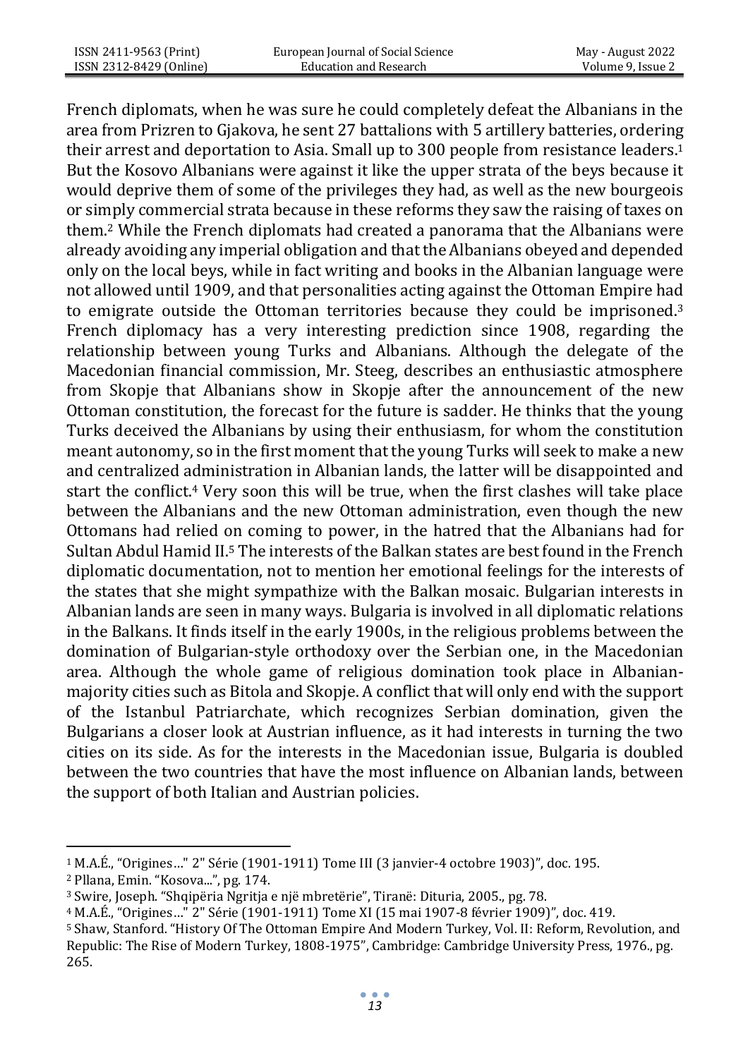French diplomats, when he was sure he could completely defeat the Albanians in the area from Prizren to Gjakova, he sent 27 battalions with 5 artillery batteries, ordering their arrest and deportation to Asia. Small up to 300 people from resistance leaders.[1] But the Kosovo Albanians were against it like the upper strata of the beys because it would deprive them of some of the privileges they had, as well as the new bourgeois or simply commercial strata because in these reforms they saw the raising of taxes on them.[2] While the French diplomats had created a panorama that the Albanians were already avoiding any imperial obligation and that the Albanians obeyed and depended only on the local beys, while in fact writing and books in the Albanian language were not allowed until 1909, and that personalities acting against the Ottoman Empire had to emigrate outside the Ottoman territories because they could be imprisoned.[3] French diplomacy has a very interesting prediction since 1908, regarding the relationship between young Turks and Albanians. Although the delegate of the Macedonian financial commission, Mr. Steeg, describes an enthusiastic atmosphere from Skopje that Albanians show in Skopje after the announcement of the new Ottoman constitution, the forecast for the future is sadder. He thinks that the young Turks deceived the Albanians by using their enthusiasm, for whom the constitution meant autonomy, so in the first moment that the young Turks will seek to make a new and centralized administration in Albanian lands, the latter will be disappointed and start the conflict.[4] Very soon this will be true, when the first clashes will take place between the Albanians and the new Ottoman administration, even though the new Ottomans had relied on coming to power, in the hatred that the Albanians had for Sultan Abdul Hamid II.[5] The interests of the Balkan states are best found in the French diplomatic documentation, not to mention her emotional feelings for the interests of the states that she might sympathize with the Balkan mosaic. Bulgarian interests in Albanian lands are seen in many ways. Bulgaria is involved in all diplomatic relations in the Balkans. It finds itself in the early 1900s, in the religious problems between the domination of Bulgarian-style orthodoxy over the Serbian one, in the Macedonian area. Although the whole game of religious domination took place in Albanian-majority cities such as Bitola and Skopje. A conflict that will only end with the support of the Istanbul Patriarchate, which recognizes Serbian domination, given the Bulgarians a closer look at Austrian influence, as it had interests in turning the two cities on its side. As for the interests in the Macedonian issue, Bulgaria is doubled between the two countries that have the most influence on Albanian lands, between the support of both Italian and Austrian policies.

---

[1] M.A.É., "Origines…" 2" Série (1901-1911) Tome III (3 janvier-4 octobre 1903)", doc. 195.

[2] Pllana, Emin. "Kosova...", pg. 174.

[3] Swire, Joseph. "Shqipëria Ngritja e një mbretërie", Tiranë: Dituria, 2005., pg. 78.

[4] M.A.É., "Origines…" 2" Série (1901-1911) Tome XI (15 mai 1907-8 février 1909)", doc. 419.

[5] Shaw, Stanford. "History Of The Ottoman Empire And Modern Turkey, Vol. II: Reform, Revolution, and Republic: The Rise of Modern Turkey, 1808-1975", Cambridge: Cambridge University Press, 1976., pg. 265.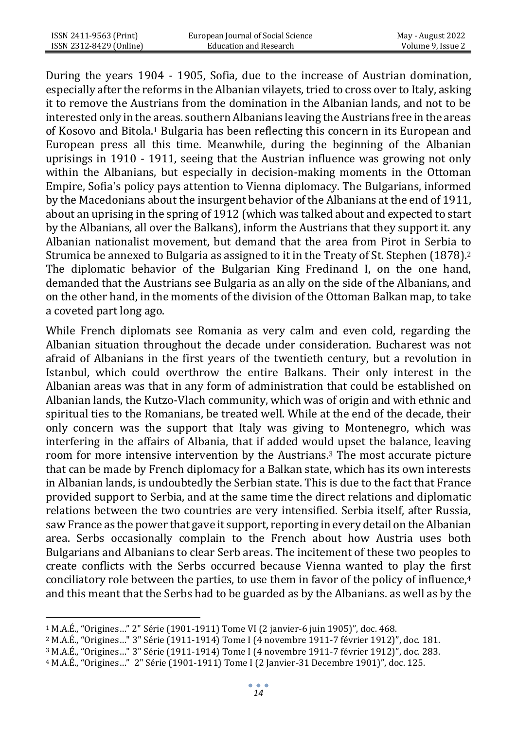During the years 1904 - 1905, Sofia, due to the increase of Austrian domination, especially after the reforms in the Albanian vilayets, tried to cross over to Italy, asking it to remove the Austrians from the domination in the Albanian lands, and not to be interested only in the areas. southern Albanians leaving the Austrians free in the areas of Kosovo and Bitola.[1] Bulgaria has been reflecting this concern in its European and European press all this time. Meanwhile, during the beginning of the Albanian uprisings in 1910 - 1911, seeing that the Austrian influence was growing not only within the Albanians, but especially in decision-making moments in the Ottoman Empire, Sofia's policy pays attention to Vienna diplomacy. The Bulgarians, informed by the Macedonians about the insurgent behavior of the Albanians at the end of 1911, about an uprising in the spring of 1912 (which was talked about and expected to start by the Albanians, all over the Balkans), inform the Austrians that they support it. any Albanian nationalist movement, but demand that the area from Pirot in Serbia to Strumica be annexed to Bulgaria as assigned to it in the Treaty of St. Stephen (1878).[2] The diplomatic behavior of the Bulgarian King Fredinand I, on the one hand, demanded that the Austrians see Bulgaria as an ally on the side of the Albanians, and on the other hand, in the moments of the division of the Ottoman Balkan map, to take a coveted part long ago.

While French diplomats see Romania as very calm and even cold, regarding the Albanian situation throughout the decade under consideration. Bucharest was not afraid of Albanians in the first years of the twentieth century, but a revolution in Istanbul, which could overthrow the entire Balkans. Their only interest in the Albanian areas was that in any form of administration that could be established on Albanian lands, the Kutzo-Vlach community, which was of origin and with ethnic and spiritual ties to the Romanians, be treated well. While at the end of the decade, their only concern was the support that Italy was giving to Montenegro, which was interfering in the affairs of Albania, that if added would upset the balance, leaving room for more intensive intervention by the Austrians.[3] The most accurate picture that can be made by French diplomacy for a Balkan state, which has its own interests in Albanian lands, is undoubtedly the Serbian state. This is due to the fact that France provided support to Serbia, and at the same time the direct relations and diplomatic relations between the two countries are very intensified. Serbia itself, after Russia, saw France as the power that gave it support, reporting in every detail on the Albanian area. Serbs occasionally complain to the French about how Austria uses both Bulgarians and Albanians to clear Serb areas. The incitement of these two peoples to create conflicts with the Serbs occurred because Vienna wanted to play the first conciliatory role between the parties, to use them in favor of the policy of influence,[4] and this meant that the Serbs had to be guarded as by the Albanians. as well as by the

---

[1] M.A.É., "Origines…" 2" Série (1901-1911) Tome VI (2 janvier-6 juin 1905)", doc. 468.

[2] M.A.É., "Origines…" 3" Série (1911-1914) Tome I (4 novembre 1911-7 février 1912)", doc. 181.

[3] M.A.É., "Origines…" 3" Série (1911-1914) Tome I (4 novembre 1911-7 février 1912)", doc. 283.

[4] M.A.É., "Origines…" 2" Série (1901-1911) Tome I (2 Janvier-31 Decembre 1901)", doc. 125.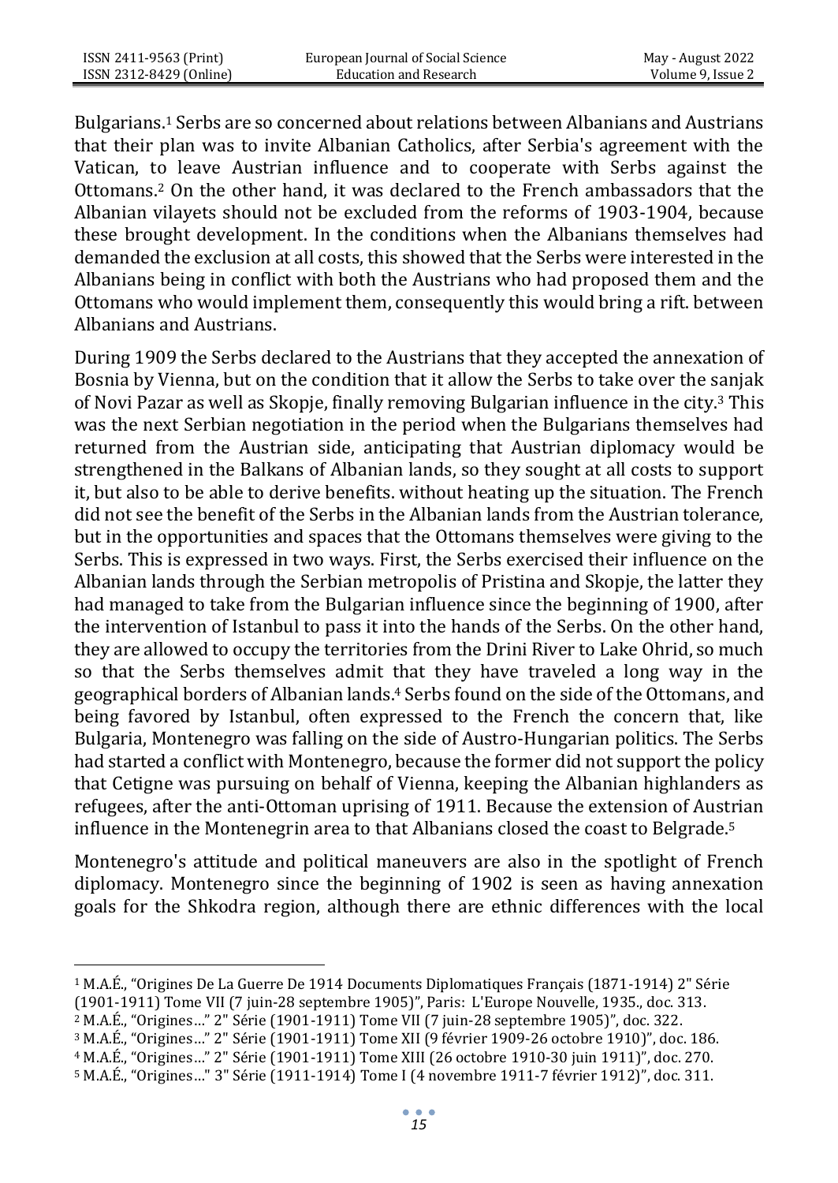Bulgarians.[1] Serbs are so concerned about relations between Albanians and Austrians that their plan was to invite Albanian Catholics, after Serbia's agreement with the Vatican, to leave Austrian influence and to cooperate with Serbs against the Ottomans.[2] On the other hand, it was declared to the French ambassadors that the Albanian vilayets should not be excluded from the reforms of 1903-1904, because these brought development. In the conditions when the Albanians themselves had demanded the exclusion at all costs, this showed that the Serbs were interested in the Albanians being in conflict with both the Austrians who had proposed them and the Ottomans who would implement them, consequently this would bring a rift. between Albanians and Austrians.

During 1909 the Serbs declared to the Austrians that they accepted the annexation of Bosnia by Vienna, but on the condition that it allow the Serbs to take over the sanjak of Novi Pazar as well as Skopje, finally removing Bulgarian influence in the city.[3] This was the next Serbian negotiation in the period when the Bulgarians themselves had returned from the Austrian side, anticipating that Austrian diplomacy would be strengthened in the Balkans of Albanian lands, so they sought at all costs to support it, but also to be able to derive benefits. without heating up the situation. The French did not see the benefit of the Serbs in the Albanian lands from the Austrian tolerance, but in the opportunities and spaces that the Ottomans themselves were giving to the Serbs. This is expressed in two ways. First, the Serbs exercised their influence on the Albanian lands through the Serbian metropolis of Pristina and Skopje, the latter they had managed to take from the Bulgarian influence since the beginning of 1900, after the intervention of Istanbul to pass it into the hands of the Serbs. On the other hand, they are allowed to occupy the territories from the Drini River to Lake Ohrid, so much so that the Serbs themselves admit that they have traveled a long way in the geographical borders of Albanian lands.[4] Serbs found on the side of the Ottomans, and being favored by Istanbul, often expressed to the French the concern that, like Bulgaria, Montenegro was falling on the side of Austro-Hungarian politics. The Serbs had started a conflict with Montenegro, because the former did not support the policy that Cetigne was pursuing on behalf of Vienna, keeping the Albanian highlanders as refugees, after the anti-Ottoman uprising of 1911. Because the extension of Austrian influence in the Montenegrin area to that Albanians closed the coast to Belgrade.[5]

Montenegro's attitude and political maneuvers are also in the spotlight of French diplomacy. Montenegro since the beginning of 1902 is seen as having annexation goals for the Shkodra region, although there are ethnic differences with the local

---

[1] M.A.É., "Origines De La Guerre De 1914 Documents Diplomatiques Français (1871-1914) 2" Série (1901-1911) Tome VII (7 juin-28 septembre 1905)", Paris: L'Europe Nouvelle, 1935., doc. 313.

[2] M.A.É., "Origines…" 2" Série (1901-1911) Tome VII (7 juin-28 septembre 1905)", doc. 322.

[3] M.A.É., "Origines…" 2" Série (1901-1911) Tome XII (9 février 1909-26 octobre 1910)", doc. 186.

[4] M.A.É., "Origines…" 2" Série (1901-1911) Tome XIII (26 octobre 1910-30 juin 1911)", doc. 270.

[5] M.A.É., "Origines…" 3" Série (1911-1914) Tome I (4 novembre 1911-7 février 1912)", doc. 311.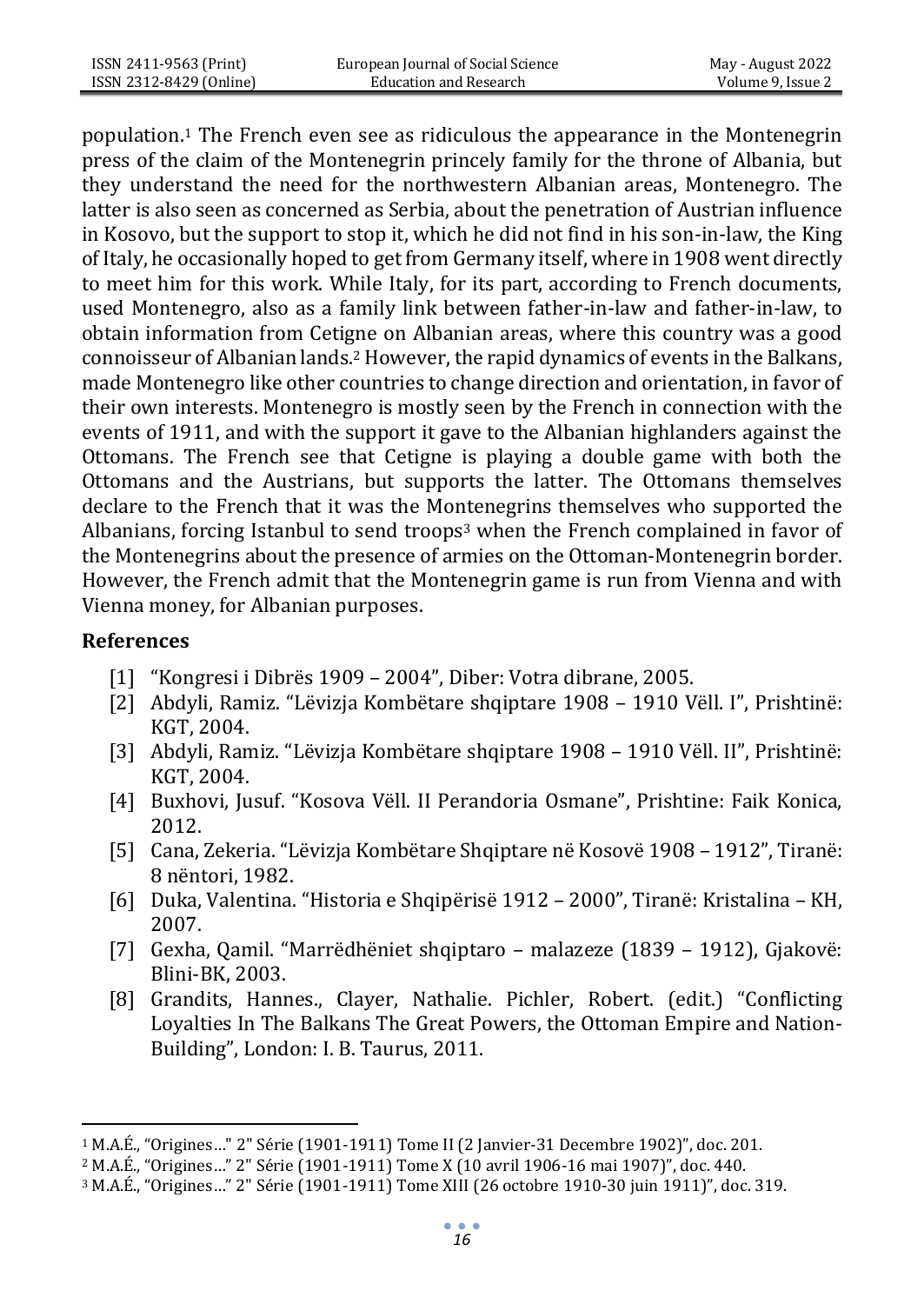population.[1] The French even see as ridiculous the appearance in the Montenegrin press of the claim of the Montenegrin princely family for the throne of Albania, but they understand the need for the northwestern Albanian areas, Montenegro. The latter is also seen as concerned as Serbia, about the penetration of Austrian influence in Kosovo, but the support to stop it, which he did not find in his son-in-law, the King of Italy, he occasionally hoped to get from Germany itself, where in 1908 went directly to meet him for this work. While Italy, for its part, according to French documents, used Montenegro, also as a family link between father-in-law and father-in-law, to obtain information from Cetigne on Albanian areas, where this country was a good connoisseur of Albanian lands.[2] However, the rapid dynamics of events in the Balkans, made Montenegro like other countries to change direction and orientation, in favor of their own interests. Montenegro is mostly seen by the French in connection with the events of 1911, and with the support it gave to the Albanian highlanders against the Ottomans. The French see that Cetigne is playing a double game with both the Ottomans and the Austrians, but supports the latter. The Ottomans themselves declare to the French that it was the Montenegrins themselves who supported the Albanians, forcing Istanbul to send troops[3] when the French complained in favor of the Montenegrins about the presence of armies on the Ottoman-Montenegrin border. However, the French admit that the Montenegrin game is run from Vienna and with Vienna money, for Albanian purposes.

## References

[1] "Kongresi i Dibrës 1909 – 2004", Diber: Votra dibrane, 2005.

[2] Abdyli, Ramiz. "Lëvizja Kombëtare shqiptare 1908 – 1910 Vëll. I", Prishtinë: KGT, 2004.

[3] Abdyli, Ramiz. "Lëvizja Kombëtare shqiptare 1908 – 1910 Vëll. II", Prishtinë: KGT, 2004.

[4] Buxhovi, Jusuf. "Kosova Vëll. II Perandoria Osmane", Prishtine: Faik Konica, 2012.

[5] Cana, Zekeria. "Lëvizja Kombëtare Shqiptare në Kosovë 1908 – 1912", Tiranë: 8 nëntori, 1982.

[6] Duka, Valentina. "Historia e Shqipërisë 1912 – 2000", Tiranë: Kristalina – KH, 2007.

[7] Gexha, Qamil. "Marrëdhëniet shqiptaro – malazeze (1839 – 1912), Gjakovë: Blini-BK, 2003.

[8] Grandits, Hannes., Clayer, Nathalie. Pichler, Robert. (edit.) "Conflicting Loyalties In The Balkans The Great Powers, the Ottoman Empire and Nation-Building", London: I. B. Taurus, 2011.

---

[1] M.A.É., "Origines…" 2" Série (1901-1911) Tome II (2 Janvier-31 Decembre 1902)", doc. 201.

[2] M.A.É., "Origines…" 2" Série (1901-1911) Tome X (10 avril 1906-16 mai 1907)", doc. 440.

[3] M.A.É., "Origines…" 2" Série (1901-1911) Tome XIII (26 octobre 1910-30 juin 1911)", doc. 319.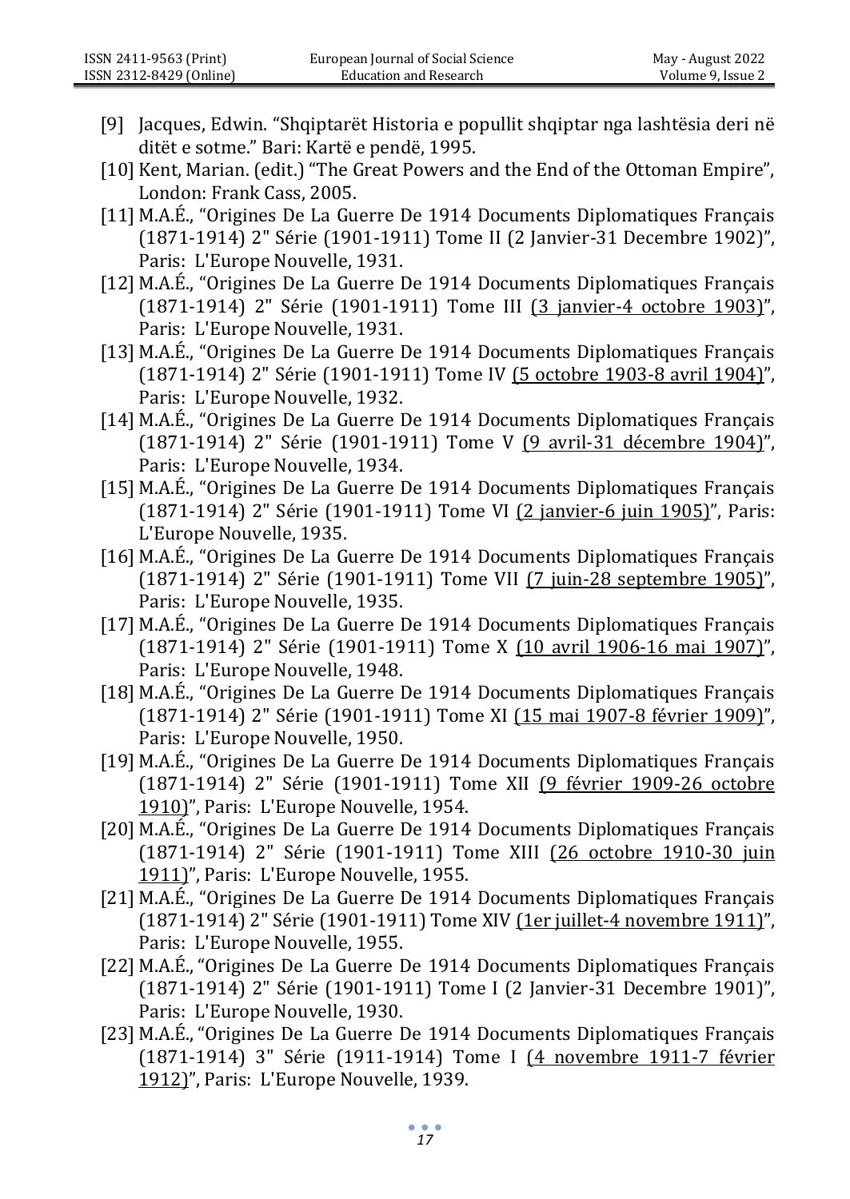[9] Jacques, Edwin. "Shqiptarët Historia e popullit shqiptar nga lashtësia deri në ditët e sotme." Bari: Kartë e pendë, 1995.

[10] Kent, Marian. (edit.) "The Great Powers and the End of the Ottoman Empire", London: Frank Cass, 2005.

[11] M.A.É., "Origines De La Guerre De 1914 Documents Diplomatiques Français (1871-1914) 2" Série (1901-1911) Tome II (2 Janvier-31 Decembre 1902)", Paris: L'Europe Nouvelle, 1931.

[12] M.A.É., "Origines De La Guerre De 1914 Documents Diplomatiques Français (1871-1914) 2" Série (1901-1911) Tome III (3 janvier-4 octobre 1903)", Paris: L'Europe Nouvelle, 1931.

[13] M.A.É., "Origines De La Guerre De 1914 Documents Diplomatiques Français (1871-1914) 2" Série (1901-1911) Tome IV (5 octobre 1903-8 avril 1904)", Paris: L'Europe Nouvelle, 1932.

[14] M.A.É., "Origines De La Guerre De 1914 Documents Diplomatiques Français (1871-1914) 2" Série (1901-1911) Tome V (9 avril-31 décembre 1904)", Paris: L'Europe Nouvelle, 1934.

[15] M.A.É., "Origines De La Guerre De 1914 Documents Diplomatiques Français (1871-1914) 2" Série (1901-1911) Tome VI (2 janvier-6 juin 1905)", Paris: L'Europe Nouvelle, 1935.

[16] M.A.É., "Origines De La Guerre De 1914 Documents Diplomatiques Français (1871-1914) 2" Série (1901-1911) Tome VII (7 juin-28 septembre 1905)", Paris: L'Europe Nouvelle, 1935.

[17] M.A.É., "Origines De La Guerre De 1914 Documents Diplomatiques Français (1871-1914) 2" Série (1901-1911) Tome X (10 avril 1906-16 mai 1907)", Paris: L'Europe Nouvelle, 1948.

[18] M.A.É., "Origines De La Guerre De 1914 Documents Diplomatiques Français (1871-1914) 2" Série (1901-1911) Tome XI (15 mai 1907-8 février 1909)", Paris: L'Europe Nouvelle, 1950.

[19] M.A.É., "Origines De La Guerre De 1914 Documents Diplomatiques Français (1871-1914) 2" Série (1901-1911) Tome XII (9 février 1909-26 octobre 1910)", Paris: L'Europe Nouvelle, 1954.

[20] M.A.É., "Origines De La Guerre De 1914 Documents Diplomatiques Français (1871-1914) 2" Série (1901-1911) Tome XIII (26 octobre 1910-30 juin 1911)", Paris: L'Europe Nouvelle, 1955.

[21] M.A.É., "Origines De La Guerre De 1914 Documents Diplomatiques Français (1871-1914) 2" Série (1901-1911) Tome XIV (1er juillet-4 novembre 1911)", Paris: L'Europe Nouvelle, 1955.

[22] M.A.É., "Origines De La Guerre De 1914 Documents Diplomatiques Français (1871-1914) 2" Série (1901-1911) Tome I (2 Janvier-31 Decembre 1901)", Paris: L'Europe Nouvelle, 1930.

[23] M.A.É., "Origines De La Guerre De 1914 Documents Diplomatiques Français (1871-1914) 3" Série (1911-1914) Tome I (4 novembre 1911-7 février 1912)", Paris: L'Europe Nouvelle, 1939.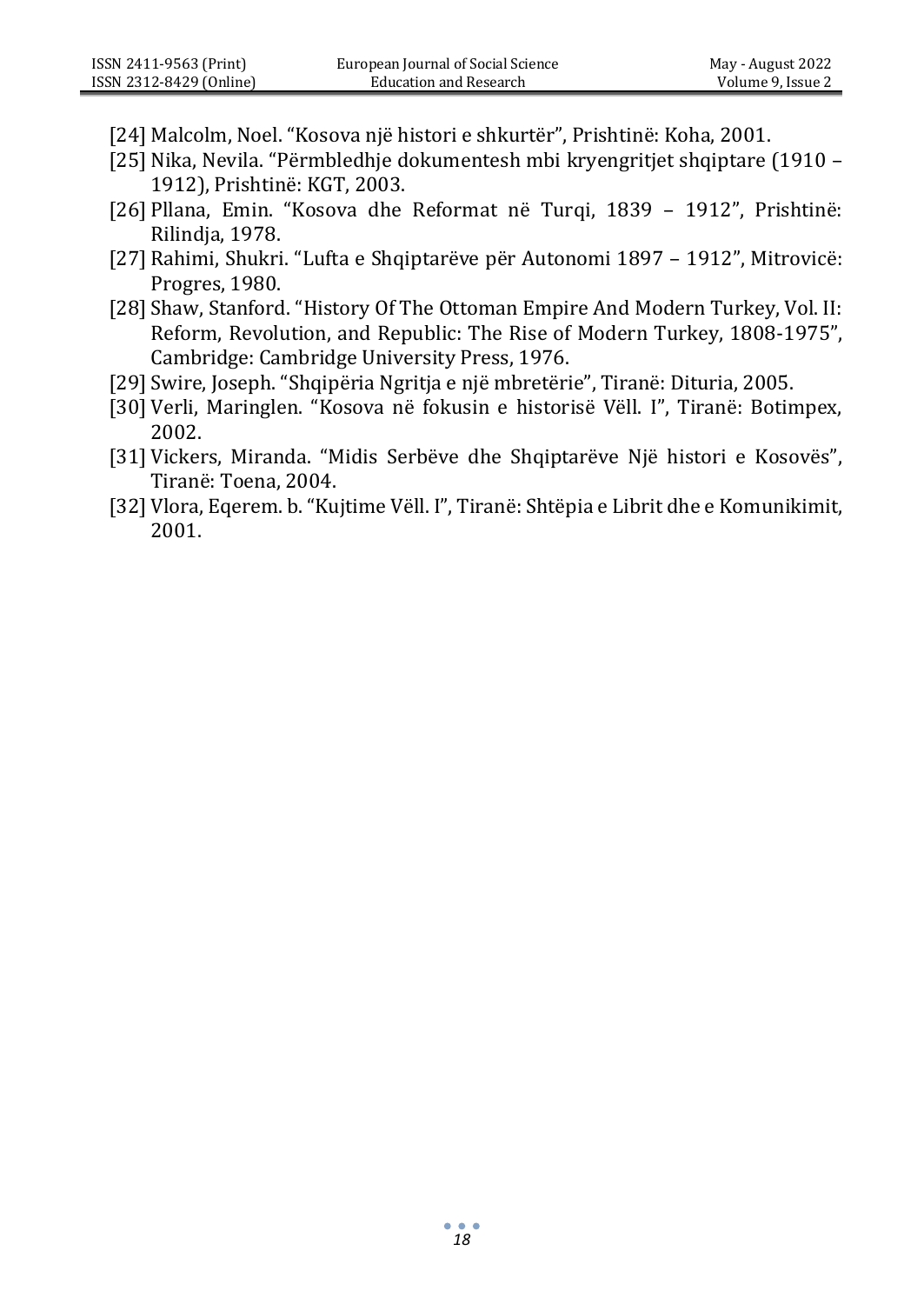[24] Malcolm, Noel. “Kosova një histori e shkurtër”, Prishtinë: Koha, 2001.

[25] Nika, Nevila. “Përmbledhje dokumentesh mbi kryengritjet shqiptare (1910 – 1912), Prishtinë: KGT, 2003.

[26] Pllana, Emin. “Kosova dhe Reformat në Turqi, 1839 – 1912”, Prishtinë: Rilindja, 1978.

[27] Rahimi, Shukri. “Lufta e Shqiptarëve për Autonomi 1897 – 1912”, Mitrovicë: Progres, 1980.

[28] Shaw, Stanford. “History Of The Ottoman Empire And Modern Turkey, Vol. II: Reform, Revolution, and Republic: The Rise of Modern Turkey, 1808-1975”, Cambridge: Cambridge University Press, 1976.

[29] Swire, Joseph. “Shqipëria Ngritja e një mbretërie”, Tiranë: Dituria, 2005.

[30] Verli, Maringlen. “Kosova në fokusin e historisë Vëll. I”, Tiranë: Botimpex, 2002.

[31] Vickers, Miranda. “Midis Serbëve dhe Shqiptarëve Një histori e Kosovës”, Tiranë: Toena, 2004.

[32] Vlora, Eqerem. b. “Kujtime Vëll. I”, Tiranë: Shtëpia e Librit dhe e Komunikimit, 2001.